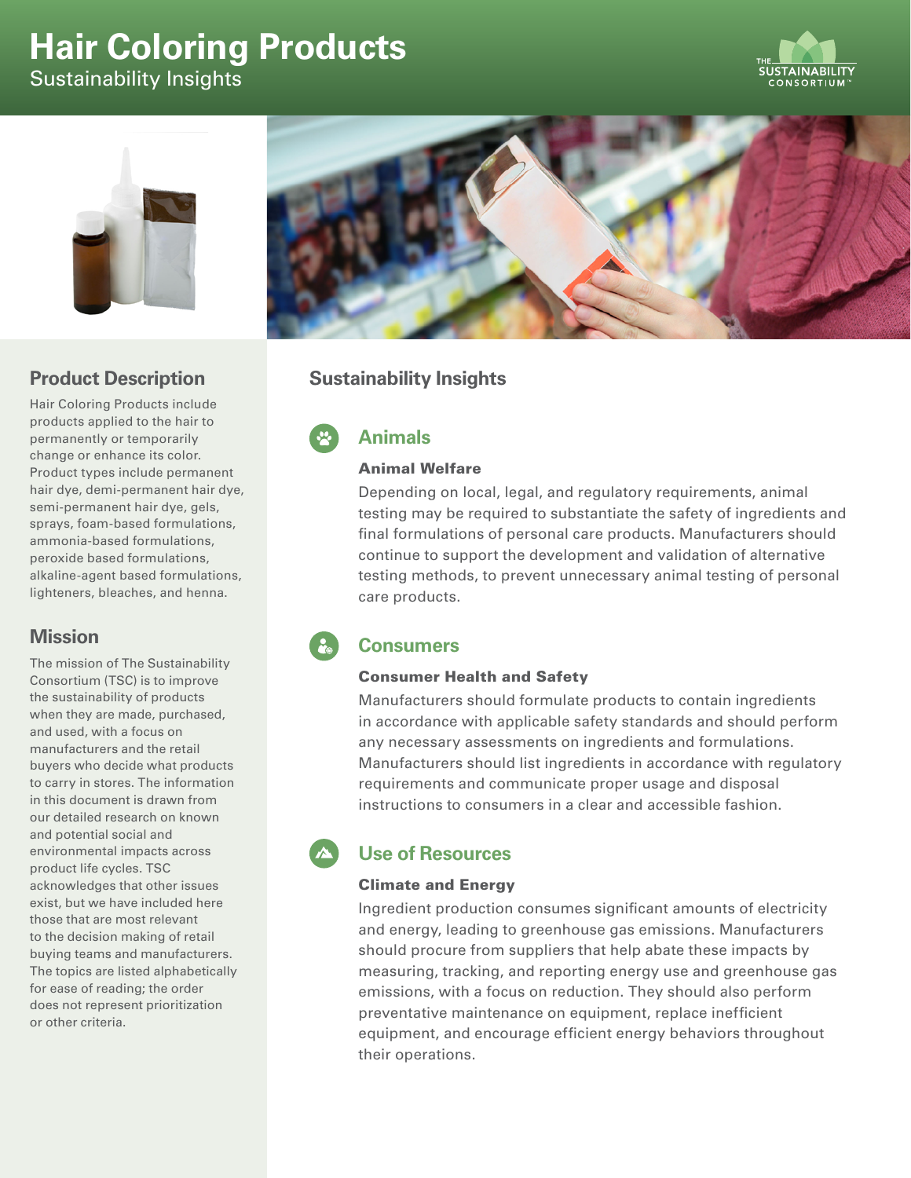# Hair Coloring Products

Sustainability Insights

## Product Description

Hair Coloring Products include products applied to the hair to permanently or temporarily change or enhance its color. Product types include permanent hair dye, demi-permanent hair dye, semi-permanent hair dye, gels, sprays, foam-based formulations, ammonia-based formulations, peroxide based formulations, alkaline-agent based formulations, lighteners, bleaches, and henna.

## Mission

The mission of The Sustainability Consortium (TSC) is to improve the sustainability of products when they are made, purchased, and used, with a focus on manufacturers and the retail buyers who decide what products to carry in stores. The information in this document is drawn from our detailed research on known and potential social and environmental impacts across product life cycles. TSC acknowledges that other issues exist, but we have included here those that are most relevant to the decision making of retail buying teams and manufacturers. The topics are listed alphabetically for ease of reading; the order does not represent prioritization or other criteria.

## Sustainability Insights

### Animals

#### Animal Welfare

Depending on local, legal, and regulatory requirements, animal testing may be required to substantiate the safety of ingredients and final formulations of personal care products. Manufacturers should continue to support the development and validation of alternative testing methods, to prevent unnecessary animal testing of personal care products.

### Consumers

#### Consumer Health and Safety

Manufacturers should formulate products to contain ingredients in accordance with applicable safety standards and should perform any necessary assessments on ingredients and formulations. Manufacturers should list ingredients in accordance with regulatory requirements and communicate proper usage and disposal instructions to consumers in a clear and accessible fashion.

### Use of Resources

#### Climate and Energy

Ingredient production consumes significant amounts of electricity and energy, leading to greenhouse gas emissions. Manufacturers should procure from suppliers that help abate these impacts by measuring, tracking, and reporting energy use and greenhouse gas emissions, with a focus on reduction. They should also perform preventative maintenance on equipment, replace inefficient equipment, and encourage efficient energy behaviors throughout their operations.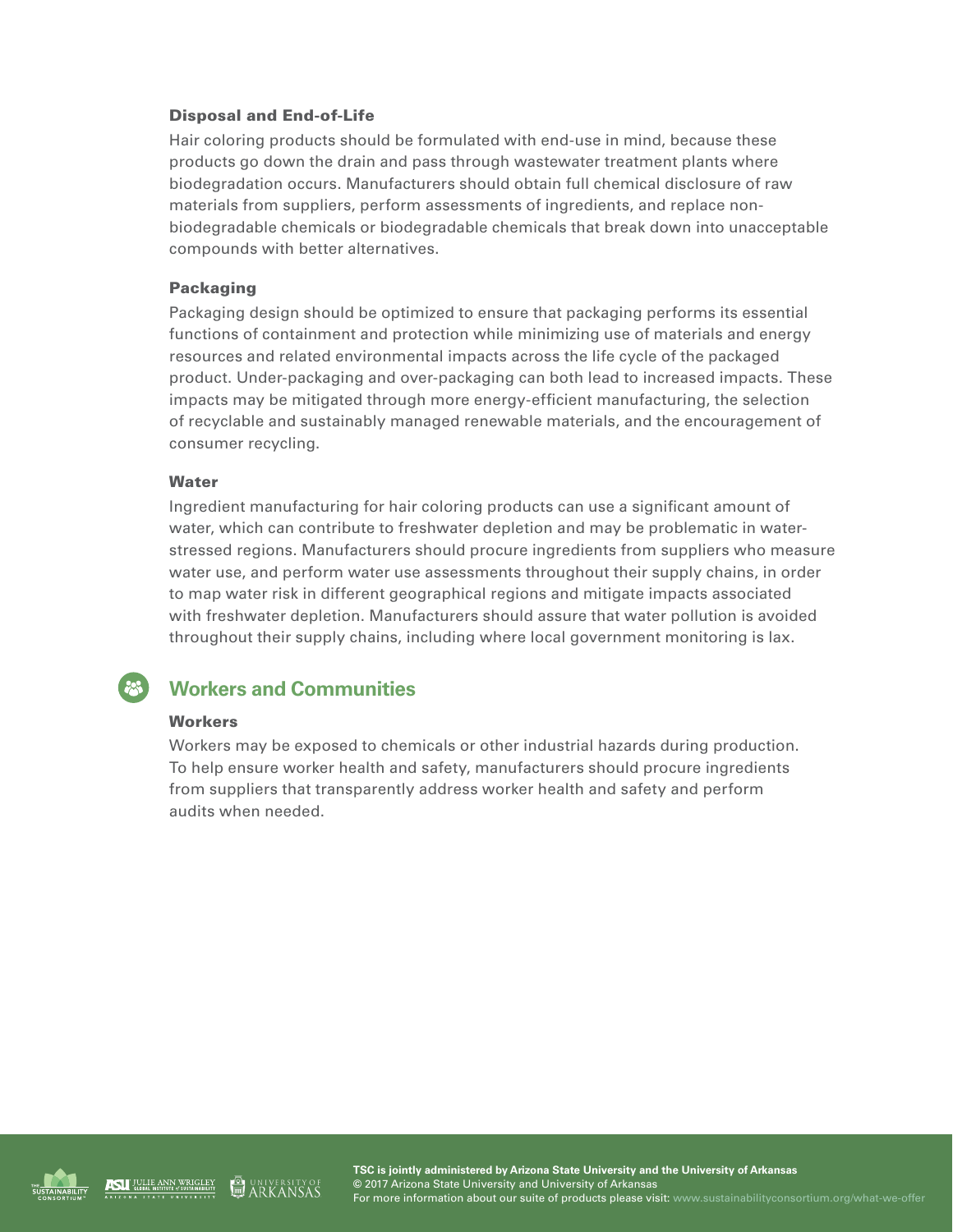### Disposal and End-of-Life

Hair coloring products should be formulated with end-use in mind, because these products go down the drain and pass through wastewater treatment plants where biodegradation occurs. Manufacturers should obtain full chemical disclosure of raw materials from suppliers, perform assessments of ingredients, and replace non-biodegradable chemicals or biodegradable chemicals that break down into unacceptable compounds with better alternatives.

### Packaging

Packaging design should be optimized to ensure that packaging performs its essential functions of containment and protection while minimizing use of materials and energy resources and related environmental impacts across the life cycle of the packaged product. Under-packaging and over-packaging can both lead to increased impacts. These impacts may be mitigated through more energy-efficient manufacturing, the selection of recyclable and sustainably managed renewable materials, and the encouragement of consumer recycling.

### Water

Ingredient manufacturing for hair coloring products can use a significant amount of water, which can contribute to freshwater depletion and may be problematic in water-stressed regions. Manufacturers should procure ingredients from suppliers who measure water use, and perform water use assessments throughout their supply chains, in order to map water risk in different geographical regions and mitigate impacts associated with freshwater depletion. Manufacturers should assure that water pollution is avoided throughout their supply chains, including where local government monitoring is lax.

## Workers and Communities

### Workers

Workers may be exposed to chemicals or other industrial hazards during production. To help ensure worker health and safety, manufacturers should procure ingredients from suppliers that transparently address worker health and safety and perform audits when needed.

**TSC is jointly administered by Arizona State University and the University of Arkansas**
© 2017 Arizona State University and University of Arkansas
For more information about our suite of products please visit: www.sustainabilityconsortium.org/what-we-offer